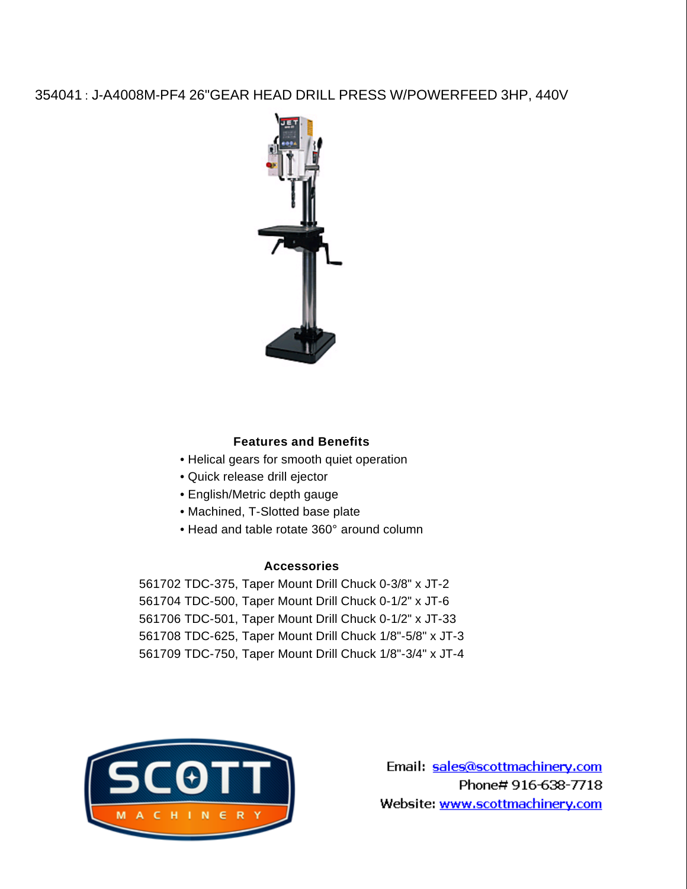354041 : J-A4008M-PF4 26"GEAR HEAD DRILL PRESS W/POWERFEED 3HP, 440V

## Features and Benefits

- Helical gears for smooth quiet operation
- Quick release drill ejector
- English/Metric depth gauge
- Machined, T-Slotted base plate
- Head and table rotate 360° around column

## Accessories

561702 TDC-375, Taper Mount Drill Chuck 0-3/8" x JT-2
561704 TDC-500, Taper Mount Drill Chuck 0-1/2" x JT-6
561706 TDC-501, Taper Mount Drill Chuck 0-1/2" x JT-33
561708 TDC-625, Taper Mount Drill Chuck 1/8"-5/8" x JT-3
561709 TDC-750, Taper Mount Drill Chuck 1/8"-3/4" x JT-4

SCOTT MACHINERY

Email: sales@scottmachinery.com
Phone# 916-638-7718
Website: www.scottmachinery.com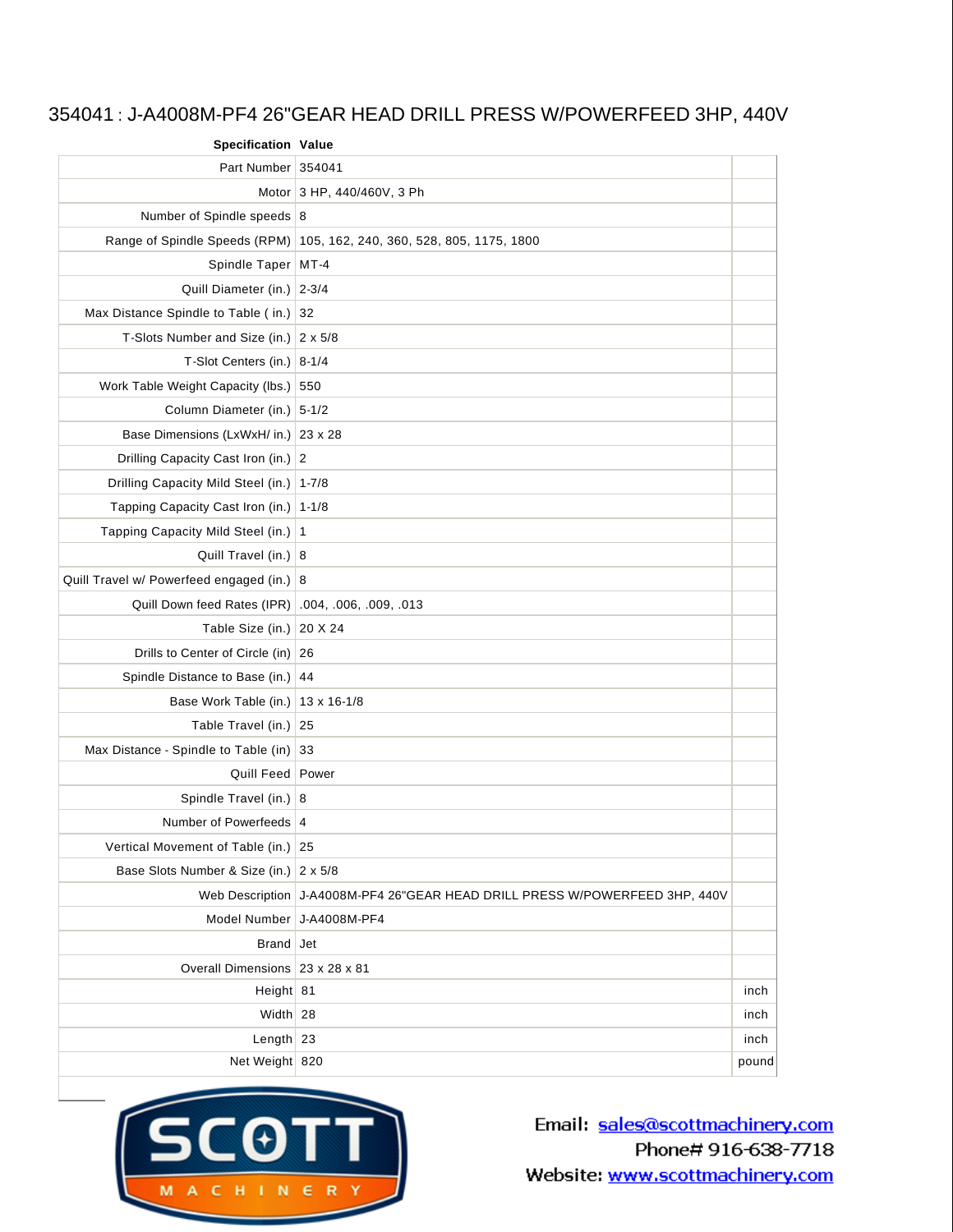# 354041 : J-A4008M-PF4 26"GEAR HEAD DRILL PRESS W/POWERFEED 3HP, 440V

| Specification | Value | |
|---|---|---|
| Part Number | 354041 | |
| Motor | 3 HP, 440/460V, 3 Ph | |
| Number of Spindle speeds | 8 | |
| Range of Spindle Speeds (RPM) | 105, 162, 240, 360, 528, 805, 1175, 1800 | |
| Spindle Taper | MT-4 | |
| Quill Diameter (in.) | 2-3/4 | |
| Max Distance Spindle to Table ( in.) | 32 | |
| T-Slots Number and Size (in.) | 2 x 5/8 | |
| T-Slot Centers (in.) | 8-1/4 | |
| Work Table Weight Capacity (lbs.) | 550 | |
| Column Diameter (in.) | 5-1/2 | |
| Base Dimensions (LxWxH/ in.) | 23 x 28 | |
| Drilling Capacity Cast Iron (in.) | 2 | |
| Drilling Capacity Mild Steel (in.) | 1-7/8 | |
| Tapping Capacity Cast Iron (in.) | 1-1/8 | |
| Tapping Capacity Mild Steel (in.) | 1 | |
| Quill Travel (in.) | 8 | |
| Quill Travel w/ Powerfeed engaged (in.) | 8 | |
| Quill Down feed Rates (IPR) | .004, .006, .009, .013 | |
| Table Size (in.) | 20 X 24 | |
| Drills to Center of Circle (in) | 26 | |
| Spindle Distance to Base (in.) | 44 | |
| Base Work Table (in.) | 13 x 16-1/8 | |
| Table Travel (in.) | 25 | |
| Max Distance - Spindle to Table (in) | 33 | |
| Quill Feed | Power | |
| Spindle Travel (in.) | 8 | |
| Number of Powerfeeds | 4 | |
| Vertical Movement of Table (in.) | 25 | |
| Base Slots Number & Size (in.) | 2 x 5/8 | |
| Web Description | J-A4008M-PF4 26"GEAR HEAD DRILL PRESS W/POWERFEED 3HP, 440V | |
| Model Number | J-A4008M-PF4 | |
| Brand | Jet | |
| Overall Dimensions | 23 x 28 x 81 | |
| Height | 81 | inch |
| Width | 28 | inch |
| Length | 23 | inch |
| Net Weight | 820 | pound |

SCOTT MACHINERY

Email: sales@scottmachinery.com
Phone# 916-638-7718
Website: www.scottmachinery.com